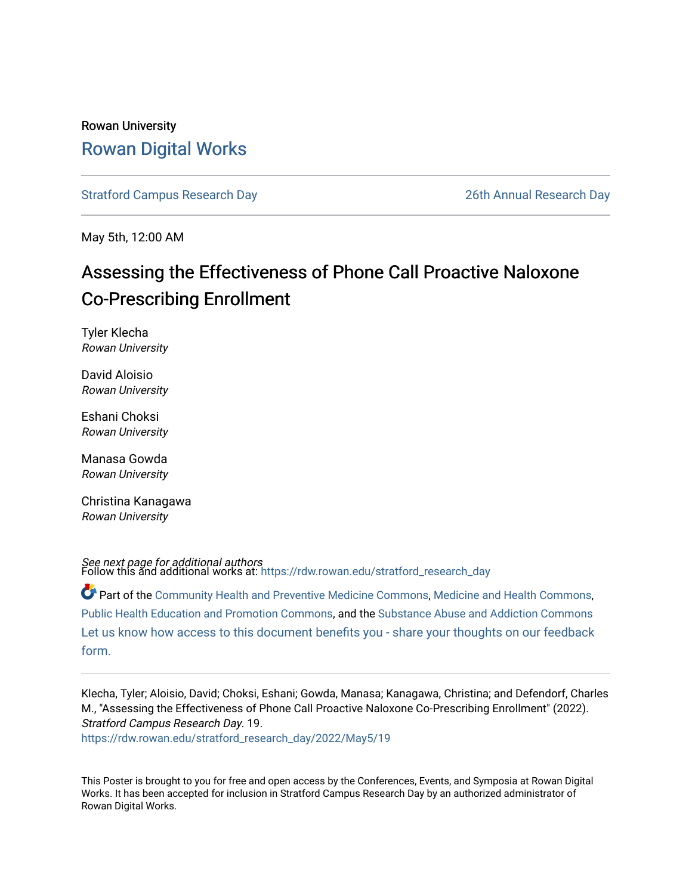Rowan University

# Rowan Digital Works

Stratford Campus Research Day | 26th Annual Research Day

May 5th, 12:00 AM

## Assessing the Effectiveness of Phone Call Proactive Naloxone Co-Prescribing Enrollment

Tyler Klecha
*Rowan University*

David Aloisio
*Rowan University*

Eshani Choksi
*Rowan University*

Manasa Gowda
*Rowan University*

Christina Kanagawa
*Rowan University*

*See next page for additional authors*

Follow this and additional works at: https://rdw.rowan.edu/stratford_research_day

Part of the Community Health and Preventive Medicine Commons, Medicine and Health Commons, Public Health Education and Promotion Commons, and the Substance Abuse and Addiction Commons

Let us know how access to this document benefits you - share your thoughts on our feedback form.

---

Klecha, Tyler; Aloisio, David; Choksi, Eshani; Gowda, Manasa; Kanagawa, Christina; and Defendorf, Charles M., "Assessing the Effectiveness of Phone Call Proactive Naloxone Co-Prescribing Enrollment" (2022). *Stratford Campus Research Day*. 19.
https://rdw.rowan.edu/stratford_research_day/2022/May5/19

This Poster is brought to you for free and open access by the Conferences, Events, and Symposia at Rowan Digital Works. It has been accepted for inclusion in Stratford Campus Research Day by an authorized administrator of Rowan Digital Works.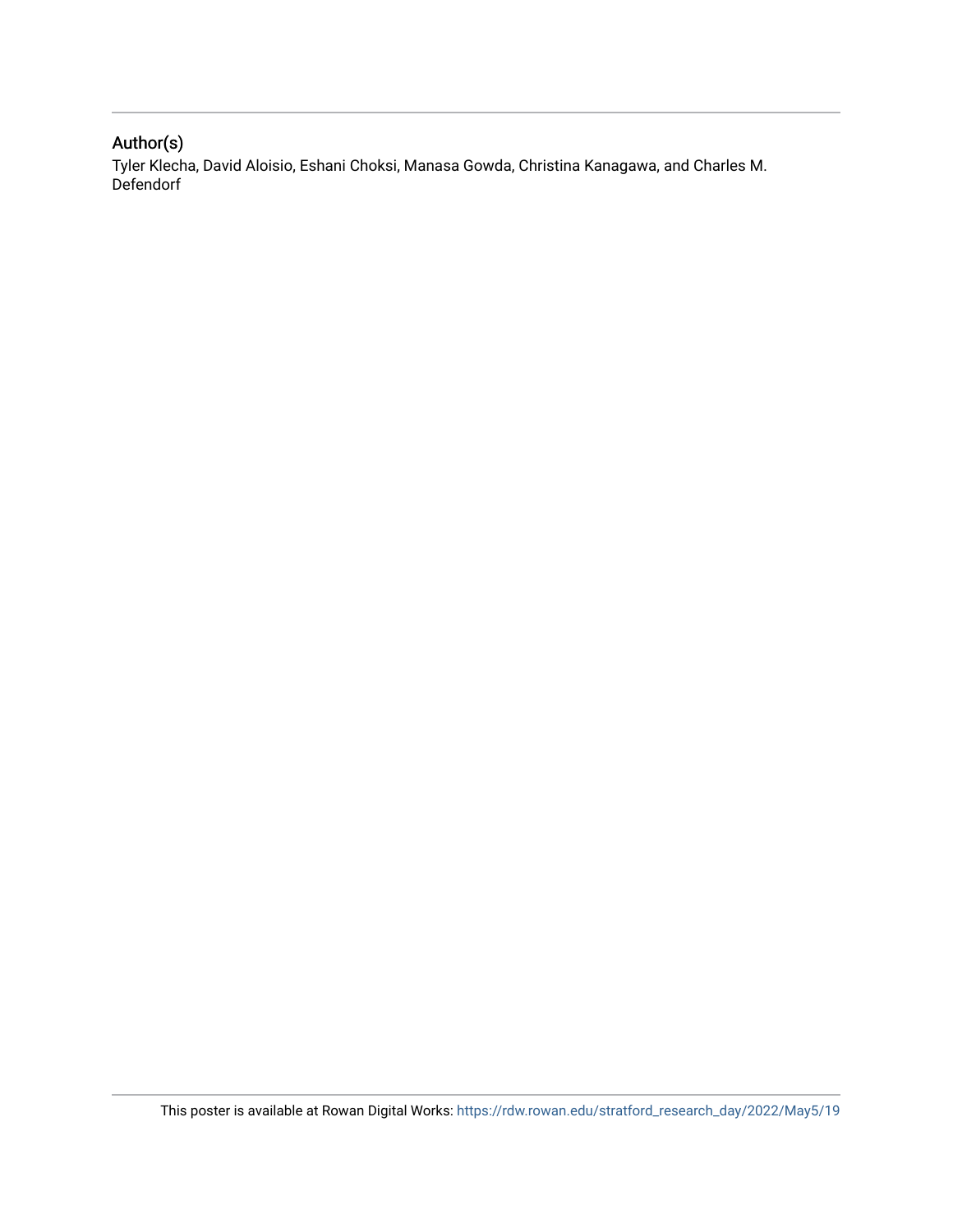## Author(s)

Tyler Klecha, David Aloisio, Eshani Choksi, Manasa Gowda, Christina Kanagawa, and Charles M. Defendorf

This poster is available at Rowan Digital Works: https://rdw.rowan.edu/stratford_research_day/2022/May5/19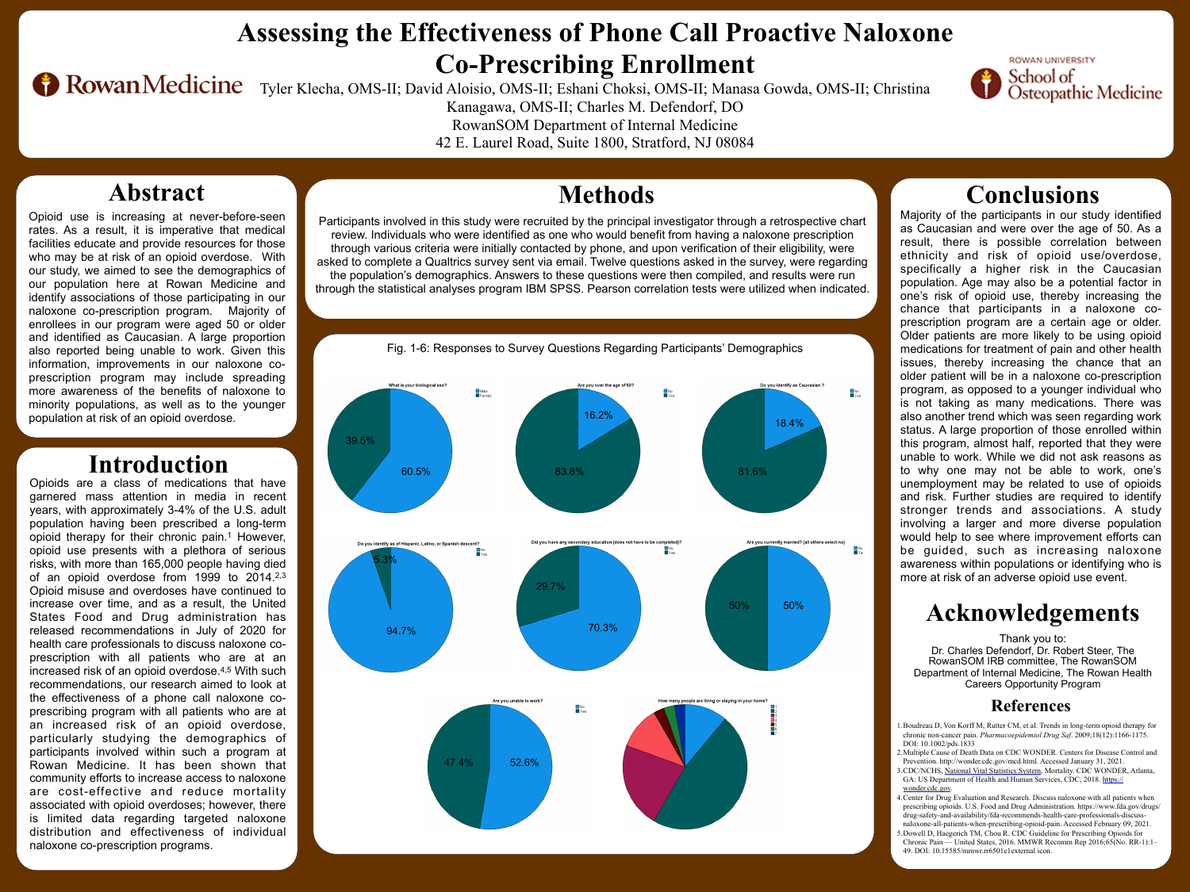# Assessing the Effectiveness of Phone Call Proactive Naloxone Co-Prescribing Enrollment

Rowan Medicine

Tyler Klecha, OMS-II; David Aloisio, OMS-II; Eshani Choksi, OMS-II; Manasa Gowda, OMS-II; Christina Kanagawa, OMS-II; Charles M. Defendorf, DO

RowanSOM Department of Internal Medicine

42 E. Laurel Road, Suite 1800, Stratford, NJ 08084

ROWAN UNIVERSITY School of Osteopathic Medicine

## Abstract

Opioid use is increasing at never-before-seen rates. As a result, it is imperative that medical facilities educate and provide resources for those who may be at risk of an opioid overdose. With our study, we aimed to see the demographics of our population here at Rowan Medicine and identify associations of those participating in our naloxone co-prescription program. Majority of enrollees in our program were aged 50 or older and identified as Caucasian. A large proportion also reported being unable to work. Given this information, improvements in our naloxone co-prescription program may include spreading more awareness of the benefits of naloxone to minority populations, as well as to the younger population at risk of an opioid overdose.

## Introduction

Opioids are a class of medications that have garnered mass attention in media in recent years, with approximately 3-4% of the U.S. adult population having been prescribed a long-term opioid therapy for their chronic pain.[1] However, opioid use presents with a plethora of serious risks, with more than 165,000 people having died of an opioid overdose from 1999 to 2014.[2,3] Opioid misuse and overdoses have continued to increase over time, and as a result, the United States Food and Drug administration has released recommendations in July of 2020 for health care professionals to discuss naloxone co-prescription with all patients who are at an increased risk of an opioid overdose.[4,5] With such recommendations, our research aimed to look at the effectiveness of a phone call naloxone co-prescribing program with all patients who are at an increased risk of an opioid overdose, particularly studying the demographics of participants involved within such a program at Rowan Medicine. It has been shown that community efforts to increase access to naloxone are cost-effective and reduce mortality associated with opioid overdoses; however, there is limited data regarding targeted naloxone distribution and effectiveness of individual naloxone co-prescription programs.

## Methods

Participants involved in this study were recruited by the principal investigator through a retrospective chart review. Individuals who were identified as one who would benefit from having a naloxone prescription through various criteria were initially contacted by phone, and upon verification of their eligibility, were asked to complete a Qualtrics survey sent via email. Twelve questions asked in the survey, were regarding the population's demographics. Answers to these questions were then compiled, and results were run through the statistical analyses program IBM SPSS. Pearson correlation tests were utilized when indicated.

Fig. 1-6: Responses to Survey Questions Regarding Participants' Demographics

What is your biological sex?
Male
Female
39.5%
60.5%

Are you over the age of 50?
No
Yes
16.2%
83.8%

Do you identify as Caucasian ?
No
Yes
18.4%
81.6%

Do you identify as of Hispanic, Latino, or Spanish descent?
No
Yes
5.3%
94.7%

Did you have any secondary education (does not have to be completed)?
No
Yes
29.7%
70.3%

Are you currently married? (all others select no)
No
Yes
50%
50%

Are you unable to work?
No
Yes
47.4%
52.6%

How many people are living or staying in your home?
1
2
3
4
5
6
7

## Conclusions

Majority of the participants in our study identified as Caucasian and were over the age of 50. As a result, there is possible correlation between ethnicity and risk of opioid use/overdose, specifically a higher risk in the Caucasian population. Age may also be a potential factor in one's risk of opioid use, thereby increasing the chance that participants in a naloxone co-prescription program are a certain age or older. Older patients are more likely to be using opioid medications for treatment of pain and other health issues, thereby increasing the chance that an older patient will be in a naloxone co-prescription program, as opposed to a younger individual who is not taking as many medications. There was also another trend which was seen regarding work status. A large proportion of those enrolled within this program, almost half, reported that they were unable to work. While we did not ask reasons as to why one may not be able to work, one's unemployment may be related to use of opioids and risk. Further studies are required to identify stronger trends and associations. A study involving a larger and more diverse population would help to see where improvement efforts can be guided, such as increasing naloxone awareness within populations or identifying who is more at risk of an adverse opioid use event.

## Acknowledgements

Thank you to:
Dr. Charles Defendorf, Dr. Robert Steer, The RowanSOM IRB committee, The RowanSOM Department of Internal Medicine, The Rowan Health Careers Opportunity Program

### References

1. Boudreau D, Von Korff M, Rutter CM, et al. Trends in long-term opioid therapy for chronic non-cancer pain. *Pharmacoepidemiol Drug Saf*. 2009;18(12):1166-1175. DOI: 10.1002/pds.1833
2. Multiple Cause of Death Data on CDC WONDER. Centers for Disease Control and Prevention. http://wonder.cdc.gov/mcd.html. Accessed January 31, 2021.
3. CDC/NCHS, National Vital Statistics System, Mortality. CDC WONDER, Atlanta, GA: US Department of Health and Human Services, CDC; 2018. https://wonder.cdc.gov.
4. Center for Drug Evaluation and Research. Discuss naloxone with all patients when prescribing opioids. U.S. Food and Drug Administration. https://www.fda.gov/drugs/drug-safety-and-availability/fda-recommends-health-care-professionals-discuss-naloxone-all-patients-when-prescribing-opioid-pain. Accessed February 09, 2021.
5. Dowell D, Haegerich TM, Chou R. CDC Guideline for Prescribing Opioids for Chronic Pain — United States, 2016. MMWR Recomm Rep 2016;65(No. RR-1):1–49. DOI: 10.15585/mmwr.rr6501e1external icon.